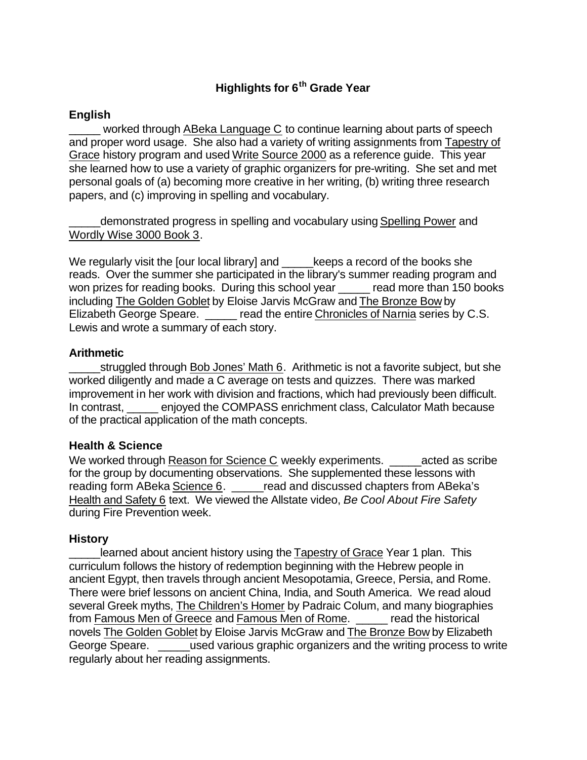# Highlights for 6th Grade Year

## English

_____ worked through ABeka Language C to continue learning about parts of speech and proper word usage. She also had a variety of writing assignments from Tapestry of Grace history program and used Write Source 2000 as a reference guide. This year she learned how to use a variety of graphic organizers for pre-writing. She set and met personal goals of (a) becoming more creative in her writing, (b) writing three research papers, and (c) improving in spelling and vocabulary.

_____demonstrated progress in spelling and vocabulary using Spelling Power and Wordly Wise 3000 Book 3.

We regularly visit the [our local library] and _____keeps a record of the books she reads. Over the summer she participated in the library's summer reading program and won prizes for reading books. During this school year _____ read more than 150 books including The Golden Goblet by Eloise Jarvis McGraw and The Bronze Bow by Elizabeth George Speare. _____ read the entire Chronicles of Narnia series by C.S. Lewis and wrote a summary of each story.

## Arithmetic

_____struggled through Bob Jones' Math 6. Arithmetic is not a favorite subject, but she worked diligently and made a C average on tests and quizzes. There was marked improvement in her work with division and fractions, which had previously been difficult. In contrast, _____ enjoyed the COMPASS enrichment class, Calculator Math because of the practical application of the math concepts.

## Health & Science

We worked through Reason for Science C weekly experiments. _____acted as scribe for the group by documenting observations. She supplemented these lessons with reading form ABeka Science 6. _____read and discussed chapters from ABeka's Health and Safety 6 text. We viewed the Allstate video, *Be Cool About Fire Safety* during Fire Prevention week.

## History

_____learned about ancient history using the Tapestry of Grace Year 1 plan. This curriculum follows the history of redemption beginning with the Hebrew people in ancient Egypt, then travels through ancient Mesopotamia, Greece, Persia, and Rome. There were brief lessons on ancient China, India, and South America. We read aloud several Greek myths, The Children's Homer by Padraic Colum, and many biographies from Famous Men of Greece and Famous Men of Rome. _____ read the historical novels The Golden Goblet by Eloise Jarvis McGraw and The Bronze Bow by Elizabeth George Speare. _____used various graphic organizers and the writing process to write regularly about her reading assignments.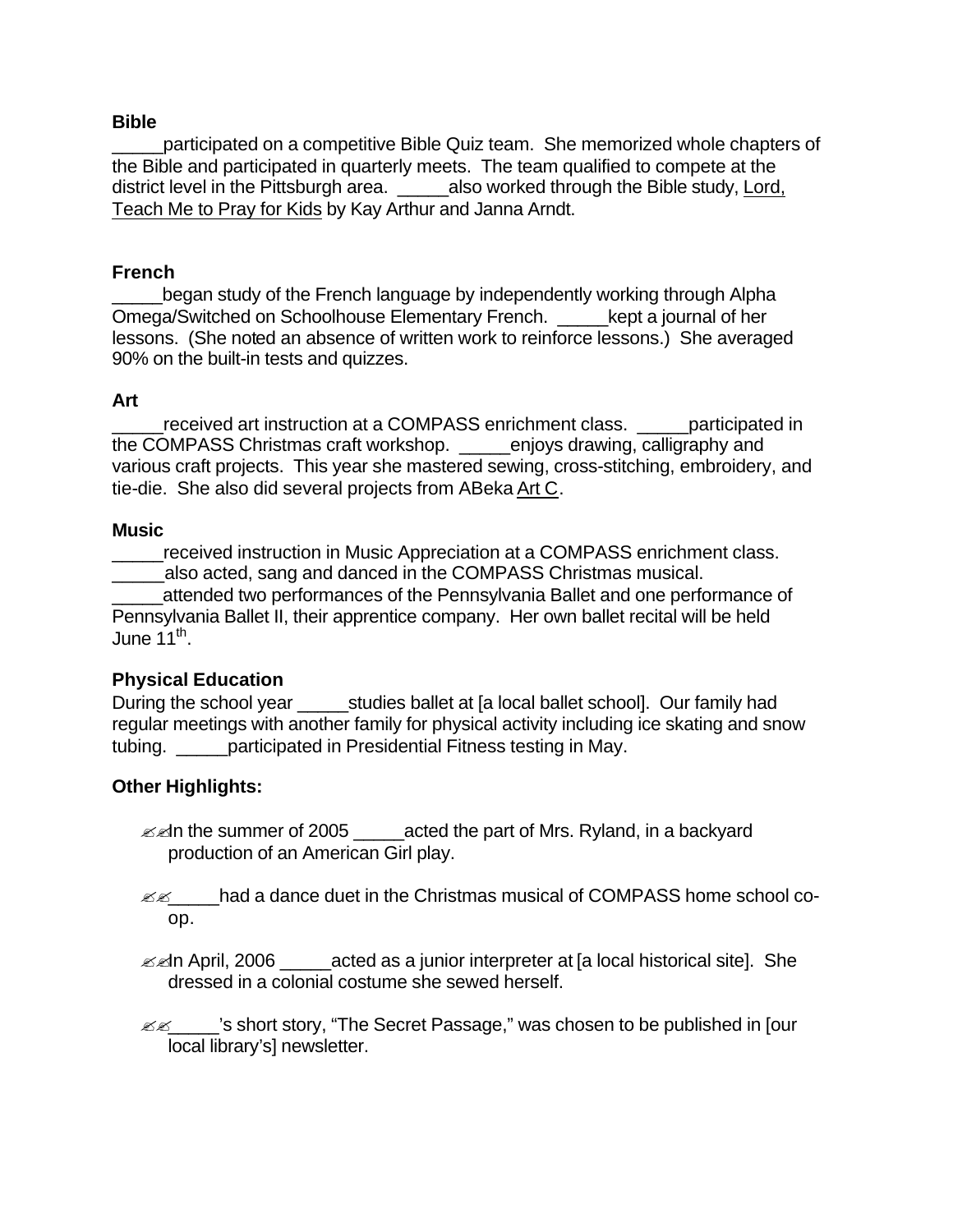**Bible**

_____participated on a competitive Bible Quiz team. She memorized whole chapters of the Bible and participated in quarterly meets. The team qualified to compete at the district level in the Pittsburgh area. _____also worked through the Bible study, Lord, Teach Me to Pray for Kids by Kay Arthur and Janna Arndt.

**French**

_____began study of the French language by independently working through Alpha Omega/Switched on Schoolhouse Elementary French. _____kept a journal of her lessons. (She noted an absence of written work to reinforce lessons.) She averaged 90% on the built-in tests and quizzes.

**Art**

_____received art instruction at a COMPASS enrichment class. _____participated in the COMPASS Christmas craft workshop. _____enjoys drawing, calligraphy and various craft projects. This year she mastered sewing, cross-stitching, embroidery, and tie-die. She also did several projects from ABeka Art C.

**Music**

_____received instruction in Music Appreciation at a COMPASS enrichment class. _____also acted, sang and danced in the COMPASS Christmas musical. _____attended two performances of the Pennsylvania Ballet and one performance of Pennsylvania Ballet II, their apprentice company. Her own ballet recital will be held June 11th.

**Physical Education**

During the school year _____studies ballet at [a local ballet school]. Our family had regular meetings with another family for physical activity including ice skating and snow tubing. _____participated in Presidential Fitness testing in May.

**Other Highlights:**

- In the summer of 2005 _____acted the part of Mrs. Ryland, in a backyard production of an American Girl play.
- _____had a dance duet in the Christmas musical of COMPASS home school co-op.
- In April, 2006 _____acted as a junior interpreter at [a local historical site]. She dressed in a colonial costume she sewed herself.
- _____'s short story, "The Secret Passage," was chosen to be published in [our local library's] newsletter.